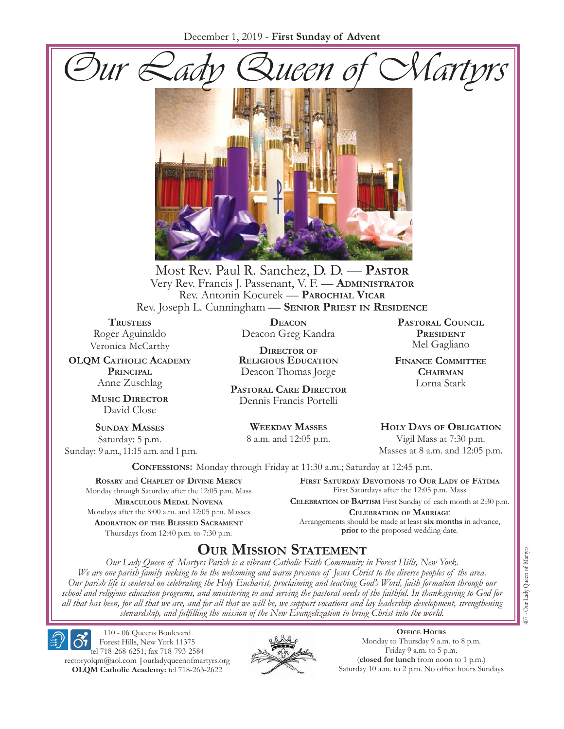December 1, 2019 - **First Sunday of Advent**

# Our Lady Queen of Martyrs

Most Rev. Paul R. Sanchez, D. D. — **Pastor**
Very Rev. Francis J. Passenant, V. F. — **Administrator**
Rev. Antonin Kocurek — **Parochial Vicar**
Rev. Joseph L. Cunningham — **Senior Priest in Residence**

**Trustees**
Roger Aguinaldo
Veronica McCarthy

**OLQM Catholic Academy Principal**
Anne Zuschlag

**Music Director**
David Close

**Deacon**
Deacon Greg Kandra

**Director of Religious Education**
Deacon Thomas Jorge

**Pastoral Care Director**
Dennis Francis Portelli

**Pastoral Council President**
Mel Gagliano

**Finance Committee Chairman**
Lorna Stark

**Sunday Masses**
Saturday: 5 p.m.
Sunday: 9 a.m., 11:15 a.m. and 1 p.m.

**Weekday Masses**
8 a.m. and 12:05 p.m.

**Holy Days of Obligation**
Vigil Mass at 7:30 p.m.
Masses at 8 a.m. and 12:05 p.m.

**Confessions:** Monday through Friday at 11:30 a.m.; Saturday at 12:45 p.m.

**Rosary** and **Chaplet of Divine Mercy**
Monday through Saturday after the 12:05 p.m. Mass

**Miraculous Medal Novena**
Mondays after the 8:00 a.m. and 12:05 p.m. Masses

**Adoration of the Blessed Sacrament**
Thursdays from 12:40 p.m. to 7:30 p.m.

**First Saturday Devotions to Our Lady of Fátima**
First Saturdays after the 12:05 p.m. Mass

**Celebration of Baptism** First Sunday of each month at 2:30 p.m.

**Celebration of Marriage**
Arrangements should be made at least **six months** in advance, **prior** to the proposed wedding date.

## Our Mission Statement

*Our Lady Queen of Martyrs Parish is a vibrant Catholic Faith Community in Forest Hills, New York. We are one parish family seeking to be the welcoming and warm presence of Jesus Christ to the diverse peoples of the area. Our parish life is centered on celebrating the Holy Eucharist, proclaiming and teaching God's Word, faith formation through our school and religious education programs, and ministering to and serving the pastoral needs of the faithful. In thanksgiving to God for all that has been, for all that we are, and for all that we will be, we support vocations and lay leadership development, strengthening stewardship, and fulfilling the mission of the New Evangelization to bring Christ into the world.*

110 - 06 Queens Boulevard
Forest Hills, New York 11375
tel 718-268-6251; fax 718-793-2584
rectoryolqm@aol.com | ourladyqueenofmartyrs.org
**OLQM Catholic Academy:** tel 718-263-2622

**Office Hours**
Monday to Thursday 9 a.m. to 8 p.m.
Friday 9 a.m. to 5 p.m.
(**closed for lunch** from noon to 1 p.m.)
Saturday 10 a.m. to 2 p.m. No office hours Sundays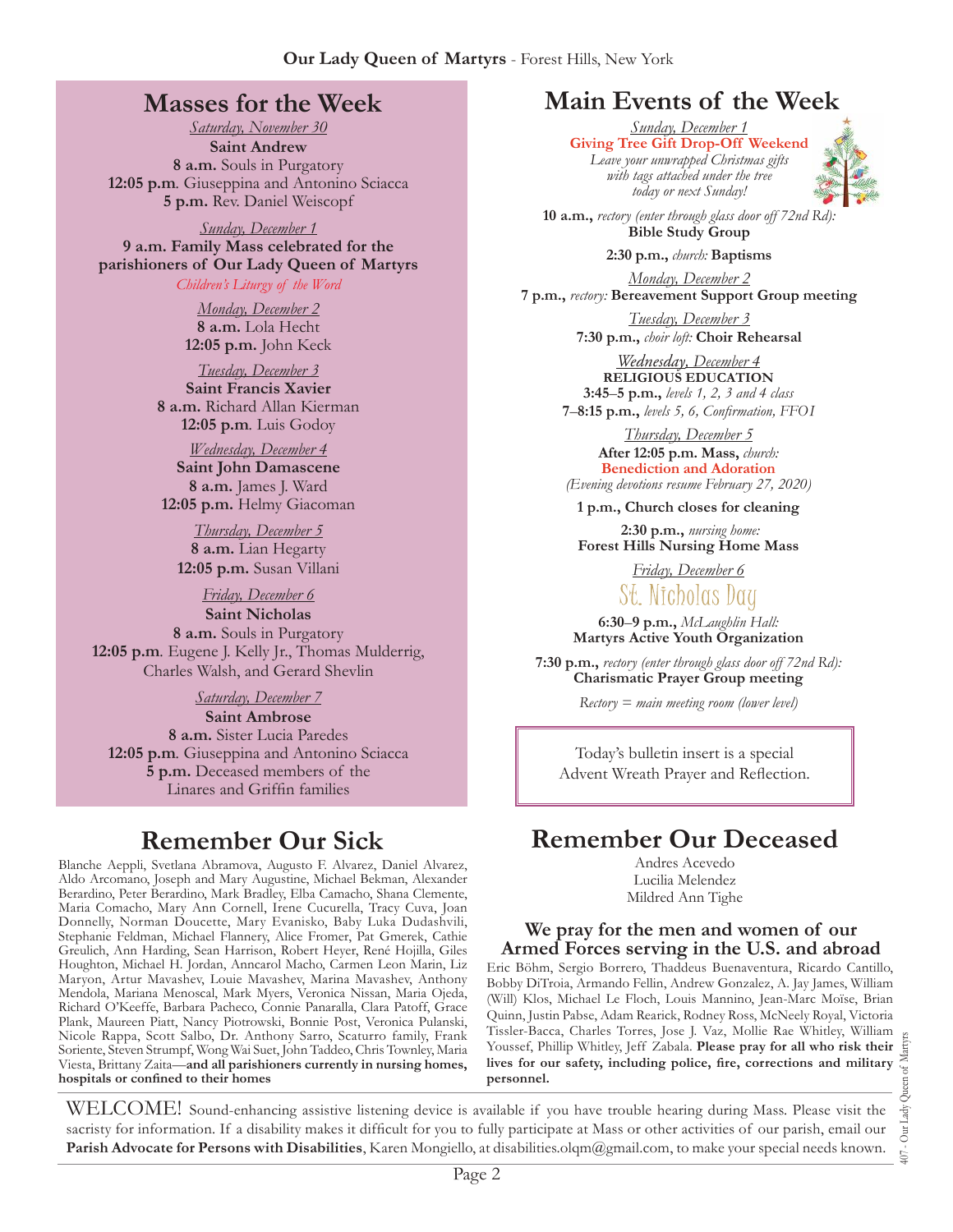## Masses for the Week

*Saturday, November 30*
**Saint Andrew**
**8 a.m.** Souls in Purgatory
**12:05 p.m**. Giuseppina and Antonino Sciacca
**5 p.m.** Rev. Daniel Weiscopf

*Sunday, December 1*
**9 a.m. Family Mass celebrated for the parishioners of Our Lady Queen of Martyrs**
*Children's Liturgy of the Word*

*Monday, December 2*
**8 a.m.** Lola Hecht
**12:05 p.m.** John Keck

*Tuesday, December 3*
**Saint Francis Xavier**
**8 a.m.** Richard Allan Kierman
**12:05 p.m**. Luis Godoy

*Wednesday, December 4*
**Saint John Damascene**
**8 a.m.** James J. Ward
**12:05 p.m.** Helmy Giacoman

*Thursday, December 5*
**8 a.m.** Lian Hegarty
**12:05 p.m.** Susan Villani

*Friday, December 6*
**Saint Nicholas**
**8 a.m.** Souls in Purgatory
**12:05 p.m**. Eugene J. Kelly Jr., Thomas Mulderrig, Charles Walsh, and Gerard Shevlin

*Saturday, December 7*
**Saint Ambrose**
**8 a.m.** Sister Lucia Paredes
**12:05 p.m**. Giuseppina and Antonino Sciacca
**5 p.m.** Deceased members of the Linares and Griffin families

## Main Events of the Week

*Sunday, December 1*
**Giving Tree Gift Drop-Off Weekend**
*Leave your unwrapped Christmas gifts with tags attached under the tree today or next Sunday!*

**10 a.m.,** *rectory (enter through glass door off 72nd Rd):* **Bible Study Group**

**2:30 p.m.,** *church:* **Baptisms**

*Monday, December 2*
**7 p.m.,** *rectory:* **Bereavement Support Group meeting**

*Tuesday, December 3*
**7:30 p.m.,** *choir loft:* **Choir Rehearsal**

*Wednesday, December 4*
**RELIGIOUS EDUCATION**
**3:45–5 p.m.,** *levels 1, 2, 3 and 4 class*
**7–8:15 p.m.,** *levels 5, 6, Confirmation, FFOI*

*Thursday, December 5*
**After 12:05 p.m. Mass,** *church:*
**Benediction and Adoration**
*(Evening devotions resume February 27, 2020)*

**1 p.m., Church closes for cleaning**

**2:30 p.m.,** *nursing home:*
**Forest Hills Nursing Home Mass**

*Friday, December 6*
St. Nicholas Day

**6:30–9 p.m.,** *McLaughlin Hall:*
**Martyrs Active Youth Organization**

**7:30 p.m.,** *rectory (enter through glass door off 72nd Rd):*
**Charismatic Prayer Group meeting**

*Rectory = main meeting room (lower level)*

Today's bulletin insert is a special Advent Wreath Prayer and Reflection.

## Remember Our Sick

Blanche Aeppli, Svetlana Abramova, Augusto F. Alvarez, Daniel Alvarez, Aldo Arcomano, Joseph and Mary Augustine, Michael Bekman, Alexander Berardino, Peter Berardino, Mark Bradley, Elba Camacho, Shana Clemente, Maria Comacho, Mary Ann Cornell, Irene Cucurella, Tracy Cuva, Joan Donnelly, Norman Doucette, Mary Evanisko, Baby Luka Dudashvili, Stephanie Feldman, Michael Flannery, Alice Fromer, Pat Gmerek, Cathie Greulich, Ann Harding, Sean Harrison, Robert Heyer, René Hojilla, Giles Houghton, Michael H. Jordan, Anncarol Macho, Carmen Leon Marin, Liz Maryon, Artur Mavashev, Louie Mavashev, Marina Mavashev, Anthony Mendola, Mariana Menoscal, Mark Myers, Veronica Nissan, Maria Ojeda, Richard O'Keeffe, Barbara Pacheco, Connie Panaralla, Clara Patoff, Grace Plank, Maureen Piatt, Nancy Piotrowski, Bonnie Post, Veronica Pulanski, Nicole Rappa, Scott Salbo, Dr. Anthony Sarro, Scaturro family, Frank Soriente, Steven Strumpf, Wong Wai Suet, John Taddeo, Chris Townley, Maria Viesta, Brittany Zaita—**and all parishioners currently in nursing homes, hospitals or confined to their homes**

## Remember Our Deceased

Andres Acevedo
Lucilia Melendez
Mildred Ann Tighe

### We pray for the men and women of our Armed Forces serving in the U.S. and abroad

Eric Böhm, Sergio Borrero, Thaddeus Buenaventura, Ricardo Cantillo, Bobby DiTroia, Armando Fellin, Andrew Gonzalez, A. Jay James, William (Will) Klos, Michael Le Floch, Louis Mannino, Jean-Marc Moïse, Brian Quinn, Justin Pabse, Adam Rearick, Rodney Ross, McNeely Royal, Victoria Tissler-Bacca, Charles Torres, Jose J. Vaz, Mollie Rae Whitley, William Youssef, Phillip Whitley, Jeff Zabala. **Please pray for all who risk their lives for our safety, including police, fire, corrections and military personnel.**

WELCOME! Sound-enhancing assistive listening device is available if you have trouble hearing during Mass. Please visit the sacristy for information. If a disability makes it difficult for you to fully participate at Mass or other activities of our parish, email our **Parish Advocate for Persons with Disabilities**, Karen Mongiello, at disabilities.olqm@gmail.com, to make your special needs known.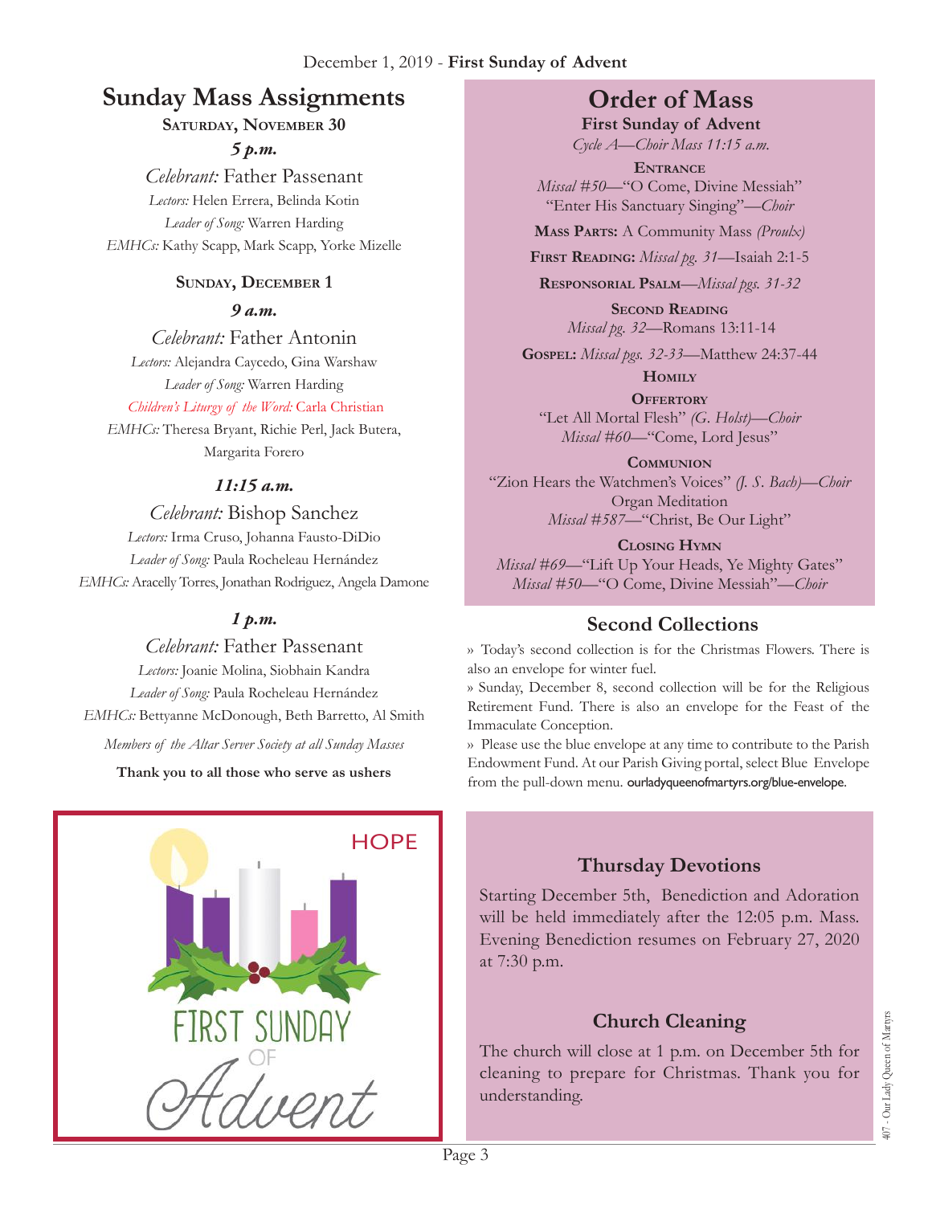December 1, 2019 - **First Sunday of Advent**

## Sunday Mass Assignments

**Saturday, November 30**

***5 p.m.***

*Celebrant:* Father Passenant
*Lectors:* Helen Errera, Belinda Kotin
*Leader of Song:* Warren Harding
*EMHCs:* Kathy Scapp, Mark Scapp, Yorke Mizelle

**Sunday, December 1**

***9 a.m.***

*Celebrant:* Father Antonin
*Lectors:* Alejandra Caycedo, Gina Warshaw
*Leader of Song:* Warren Harding
*Children's Liturgy of the Word:* Carla Christian
*EMHCs:* Theresa Bryant, Richie Perl, Jack Butera, Margarita Forero

***11:15 a.m.***

*Celebrant:* Bishop Sanchez
*Lectors:* Irma Cruso, Johanna Fausto-DiDio
*Leader of Song:* Paula Rocheleau Hernández
*EMHCs:* Aracelly Torres, Jonathan Rodriguez, Angela Damone

***1 p.m.***

*Celebrant:* Father Passenant
*Lectors:* Joanie Molina, Siobhain Kandra
*Leader of Song:* Paula Rocheleau Hernández
*EMHCs:* Bettyanne McDonough, Beth Barretto, Al Smith

*Members of the Altar Server Society at all Sunday Masses*

**Thank you to all those who serve as ushers**

HOPE

FIRST SUNDAY OF *Advent*

## Order of Mass

**First Sunday of Advent**
*Cycle A—Choir Mass 11:15 a.m.*

**Entrance**
*Missal #50*—"O Come, Divine Messiah"
"Enter His Sanctuary Singing"—*Choir*

**Mass Parts:** A Community Mass *(Proulx)*

**First Reading:** *Missal pg. 31*—Isaiah 2:1-5

**Responsorial Psalm**—*Missal pgs. 31-32*

**Second Reading**
*Missal pg. 32*—Romans 13:11-14

**Gospel:** *Missal pgs. 32-33*—Matthew 24:37-44

**Homily**

**Offertory**
"Let All Mortal Flesh" *(G. Holst)—Choir*
*Missal #60*—"Come, Lord Jesus"

**Communion**
"Zion Hears the Watchmen's Voices" *(J. S. Bach)—Choir*
Organ Meditation
*Missal #587*—"Christ, Be Our Light"

**Closing Hymn**
*Missal #69*—"Lift Up Your Heads, Ye Mighty Gates"
*Missal #50*—"O Come, Divine Messiah"—*Choir*

## Second Collections

» Today's second collection is for the Christmas Flowers. There is also an envelope for winter fuel.

» Sunday, December 8, second collection will be for the Religious Retirement Fund. There is also an envelope for the Feast of the Immaculate Conception.

» Please use the blue envelope at any time to contribute to the Parish Endowment Fund. At our Parish Giving portal, select Blue Envelope from the pull-down menu. ourladyqueenofmartyrs.org/blue-envelope.

## Thursday Devotions

Starting December 5th, Benediction and Adoration will be held immediately after the 12:05 p.m. Mass. Evening Benediction resumes on February 27, 2020 at 7:30 p.m.

## Church Cleaning

The church will close at 1 p.m. on December 5th for cleaning to prepare for Christmas. Thank you for understanding.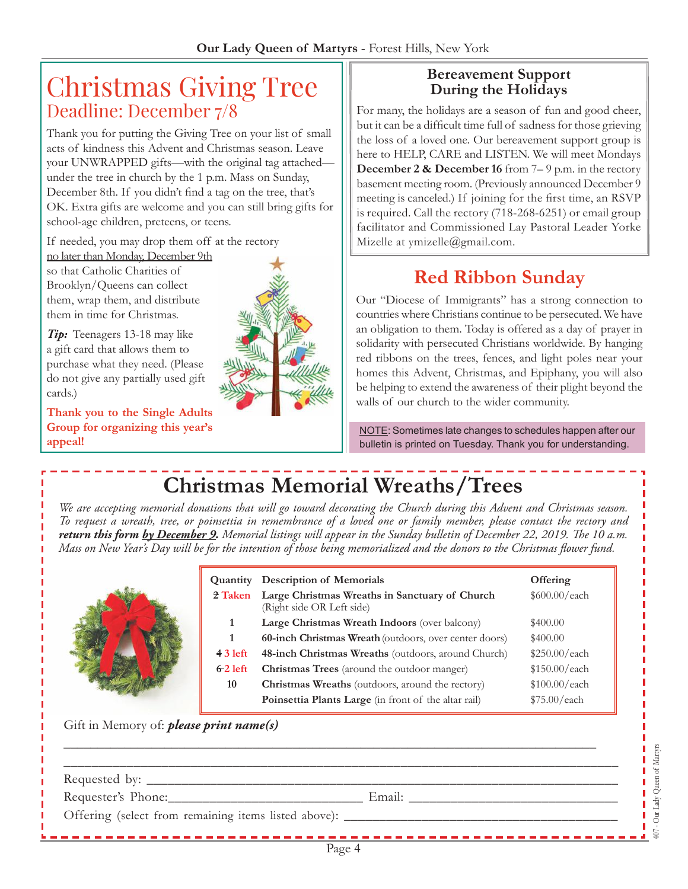# Christmas Giving Tree

## Deadline: December 7/8

Thank you for putting the Giving Tree on your list of small acts of kindness this Advent and Christmas season. Leave your UNWRAPPED gifts—with the original tag attached—under the tree in church by the 1 p.m. Mass on Sunday, December 8th. If you didn't find a tag on the tree, that's OK. Extra gifts are welcome and you can still bring gifts for school-age children, preteens, or teens.

If needed, you may drop them off at the rectory no later than Monday, December 9th so that Catholic Charities of Brooklyn/Queens can collect them, wrap them, and distribute them in time for Christmas.

***Tip:*** Teenagers 13-18 may like a gift card that allows them to purchase what they need. (Please do not give any partially used gift cards.)

**Thank you to the Single Adults Group for organizing this year's appeal!**

### Bereavement Support During the Holidays

For many, the holidays are a season of fun and good cheer, but it can be a difficult time full of sadness for those grieving the loss of a loved one. Our bereavement support group is here to HELP, CARE and LISTEN. We will meet Mondays **December 2 & December 16** from 7– 9 p.m. in the rectory basement meeting room. (Previously announced December 9 meeting is canceled.) If joining for the first time, an RSVP is required. Call the rectory (718-268-6251) or email group facilitator and Commissioned Lay Pastoral Leader Yorke Mizelle at ymizelle@gmail.com.

## Red Ribbon Sunday

Our "Diocese of Immigrants" has a strong connection to countries where Christians continue to be persecuted. We have an obligation to them. Today is offered as a day of prayer in solidarity with persecuted Christians worldwide. By hanging red ribbons on the trees, fences, and light poles near your homes this Advent, Christmas, and Epiphany, you will also be helping to extend the awareness of their plight beyond the walls of our church to the wider community.

NOTE: Sometimes late changes to schedules happen after our bulletin is printed on Tuesday. Thank you for understanding.

# Christmas Memorial Wreaths/Trees

*We are accepting memorial donations that will go toward decorating the Church during this Advent and Christmas season. To request a wreath, tree, or poinsettia in remembrance of a loved one or family member, please contact the rectory and* ***return this form by December 9.*** *Memorial listings will appear in the Sunday bulletin of December 22, 2019. The 10 a.m. Mass on New Year's Day will be for the intention of those being memorialized and the donors to the Christmas flower fund.*

| Quantity | Description of Memorials | Offering |
|---|---|---|
| ~~2~~ Taken | **Large Christmas Wreaths in Sanctuary of Church** (Right side OR Left side) | $600.00/each |
| 1 | **Large Christmas Wreath Indoors** (over balcony) | $400.00 |
| 1 | **60-inch Christmas Wreath** (outdoors, over center doors) | $400.00 |
| ~~4~~ 3 left | **48-inch Christmas Wreaths** (outdoors, around Church) | $250.00/each |
| ~~6~~ 2 left | **Christmas Trees** (around the outdoor manger) | $150.00/each |
| 10 | **Christmas Wreaths** (outdoors, around the rectory) | $100.00/each |
| | **Poinsettia Plants Large** (in front of the altar rail) | $75.00/each |

Gift in Memory of: ***please print name(s)***

______________________________________________

______________________________________________

Requested by: ______________________________________________

Requester's Phone: ______________________ Email: ______________________

Offering (select from remaining items listed above): ______________________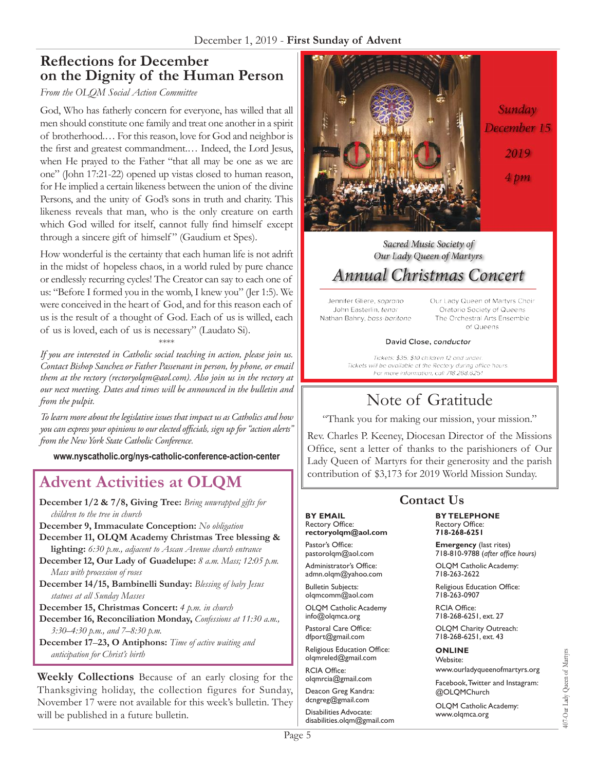## Reflections for December on the Dignity of the Human Person

*From the OLQM Social Action Committee*

God, Who has fatherly concern for everyone, has willed that all men should constitute one family and treat one another in a spirit of brotherhood.… For this reason, love for God and neighbor is the first and greatest commandment.… Indeed, the Lord Jesus, when He prayed to the Father "that all may be one as we are one" (John 17:21-22) opened up vistas closed to human reason, for He implied a certain likeness between the union of the divine Persons, and the unity of God's sons in truth and charity. This likeness reveals that man, who is the only creature on earth which God willed for itself, cannot fully find himself except through a sincere gift of himself" (Gaudium et Spes).

How wonderful is the certainty that each human life is not adrift in the midst of hopeless chaos, in a world ruled by pure chance or endlessly recurring cycles! The Creator can say to each one of us: "Before I formed you in the womb, I knew you" (Jer 1:5). We were conceived in the heart of God, and for this reason each of us is the result of a thought of God. Each of us is willed, each of us is loved, each of us is necessary" (Laudato Si).

\*\*\*\*

*If you are interested in Catholic social teaching in action, please join us. Contact Bishop Sanchez or Father Passenant in person, by phone, or email them at the rectory (rectoryolqm@aol.com). Also join us in the rectory at our next meeting. Dates and times will be announced in the bulletin and from the pulpit.*

*To learn more about the legislative issues that impact us as Catholics and how you can express your opinions to our elected officials, sign up for "action alerts" from the New York State Catholic Conference.*

**www.nyscatholic.org/nys-catholic-conference-action-center**

## Advent Activities at OLQM

**December 1/2 & 7/8, Giving Tree:** *Bring unwrapped gifts for children to the tree in church*
**December 9, Immaculate Conception:** *No obligation*
**December 11, OLQM Academy Christmas Tree blessing & lighting:** *6:30 p.m., adjacent to Ascan Avenue church entrance*
**December 12, Our Lady of Guadelupe:** *8 a.m. Mass; 12:05 p.m. Mass with procession of roses*
**December 14/15, Bambinelli Sunday:** *Blessing of baby Jesus statues at all Sunday Masses*
**December 15, Christmas Concert:** *4 p.m. in church*
**December 16, Reconciliation Monday,** *Confessions at 11:30 a.m., 3:30–4:30 p.m., and 7–8:30 p.m.*
**December 17–23, O Antiphons:** *Time of active waiting and anticipation for Christ's birth*

**Weekly Collections** Because of an early closing for the Thanksgiving holiday, the collection figures for Sunday, November 17 were not available for this week's bulletin. They will be published in a future bulletin.

*Sunday December 15 2019 4 pm*

*Sacred Music Society of Our Lady Queen of Martyrs*

## *Annual Christmas Concert*

Jennifer Gliere, *soprano*
John Easterlin, *tenor*
Nathan Bahny, *bass-baritone*

Our Lady Queen of Martyrs Choir
Oratorio Society of Queens
The Orchestral Arts Ensemble of Queens

David Close, *conductor*

*Tickets: $35; $10 children 12 and under.*
*Tickets will be available at the Rectory during office hours.*
*For more information, call 718.268.6251*

## Note of Gratitude

"Thank you for making our mission, your mission."

Rev. Charles P. Keeney, Diocesan Director of the Missions Office, sent a letter of thanks to the parishioners of Our Lady Queen of Martyrs for their generosity and the parish contribution of $3,173 for 2019 World Mission Sunday.

## Contact Us

**BY EMAIL**

Rectory Office:
**rectoryolqm@aol.com**

Pastor's Office:
pastorolqm@aol.com

Administrator's Office:
admn.olqm@yahoo.com

Bulletin Subjects:
olqmcomm@aol.com

OLQM Catholic Academy
info@olqmca.org

Pastoral Care Office:
dfport@gmail.com

Religious Education Office:
olqmreled@gmail.com

RCIA Office:
olqmrcia@gmail.com

Deacon Greg Kandra:
dcngreg@gmail.com

Disabilities Advocate:
disabilities.olqm@gmail.com

**BY TELEPHONE**

Rectory Office:
**718-268-6251**

**Emergency** (last rites)
718-810-9788 (*after office hours)*

OLQM Catholic Academy:
718-263-2622

Religious Education Office:
718-263-0907

RCIA Office:
718-268-6251, ext. 27

OLQM Charity Outreach:
718-268-6251, ext. 43

**ONLINE**

Website:
www.ourladyqueenofmartyrs.org

Facebook, Twitter and Instagram:
@OLQMChurch

OLQM Catholic Academy:
www.olqmca.org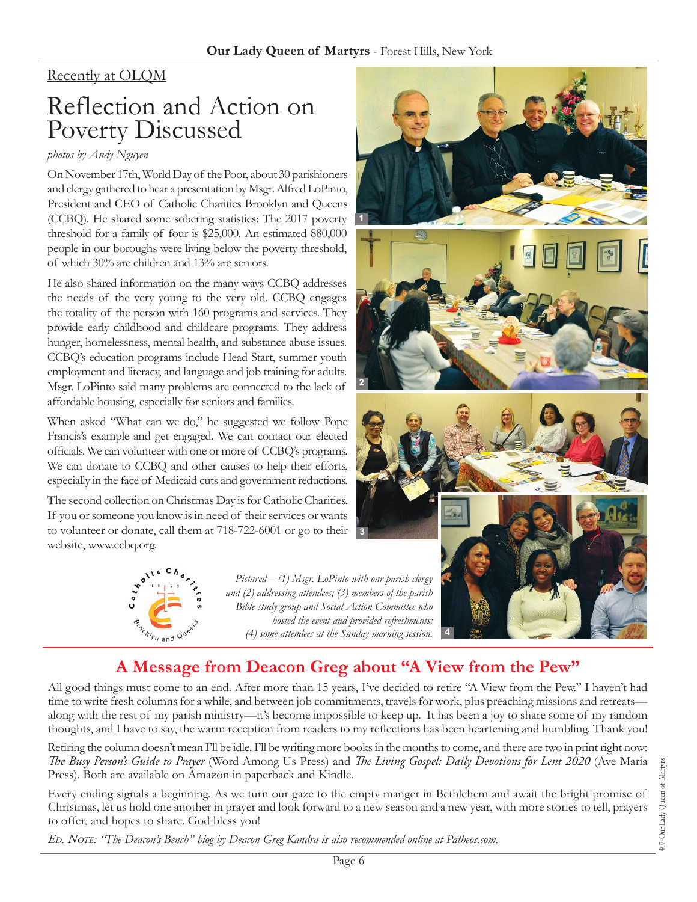Recently at OLQM

# Reflection and Action on Poverty Discussed

*photos by Andy Nguyen*

On November 17th, World Day of the Poor, about 30 parishioners and clergy gathered to hear a presentation by Msgr. Alfred LoPinto, President and CEO of Catholic Charities Brooklyn and Queens (CCBQ). He shared some sobering statistics: The 2017 poverty threshold for a family of four is $25,000. An estimated 880,000 people in our boroughs were living below the poverty threshold, of which 30% are children and 13% are seniors.

He also shared information on the many ways CCBQ addresses the needs of the very young to the very old. CCBQ engages the totality of the person with 160 programs and services. They provide early childhood and childcare programs. They address hunger, homelessness, mental health, and substance abuse issues. CCBQ's education programs include Head Start, summer youth employment and literacy, and language and job training for adults. Msgr. LoPinto said many problems are connected to the lack of affordable housing, especially for seniors and families.

When asked "What can we do," he suggested we follow Pope Francis's example and get engaged. We can contact our elected officials. We can volunteer with one or more of CCBQ's programs. We can donate to CCBQ and other causes to help their efforts, especially in the face of Medicaid cuts and government reductions.

The second collection on Christmas Day is for Catholic Charities. If you or someone you know is in need of their services or wants to volunteer or donate, call them at 718-722-6001 or go to their website, www.ccbq.org.

*Pictured—(1) Msgr. LoPinto with our parish clergy and (2) addressing attendees; (3) members of the parish Bible study group and Social Action Committee who hosted the event and provided refreshments; (4) some attendees at the Sunday morning session.*

## A Message from Deacon Greg about "A View from the Pew"

All good things must come to an end. After more than 15 years, I've decided to retire "A View from the Pew." I haven't had time to write fresh columns for a while, and between job commitments, travels for work, plus preaching missions and retreats—along with the rest of my parish ministry—it's become impossible to keep up. It has been a joy to share some of my random thoughts, and I have to say, the warm reception from readers to my reflections has been heartening and humbling. Thank you!

Retiring the column doesn't mean I'll be idle. I'll be writing more books in the months to come, and there are two in print right now: *The Busy Person's Guide to Prayer* (Word Among Us Press) and *The Living Gospel: Daily Devotions for Lent 2020* (Ave Maria Press). Both are available on Amazon in paperback and Kindle.

Every ending signals a beginning. As we turn our gaze to the empty manger in Bethlehem and await the bright promise of Christmas, let us hold one another in prayer and look forward to a new season and a new year, with more stories to tell, prayers to offer, and hopes to share. God bless you!

*Ed. Note: "The Deacon's Bench" blog by Deacon Greg Kandra is also recommended online at Patheos.com.*